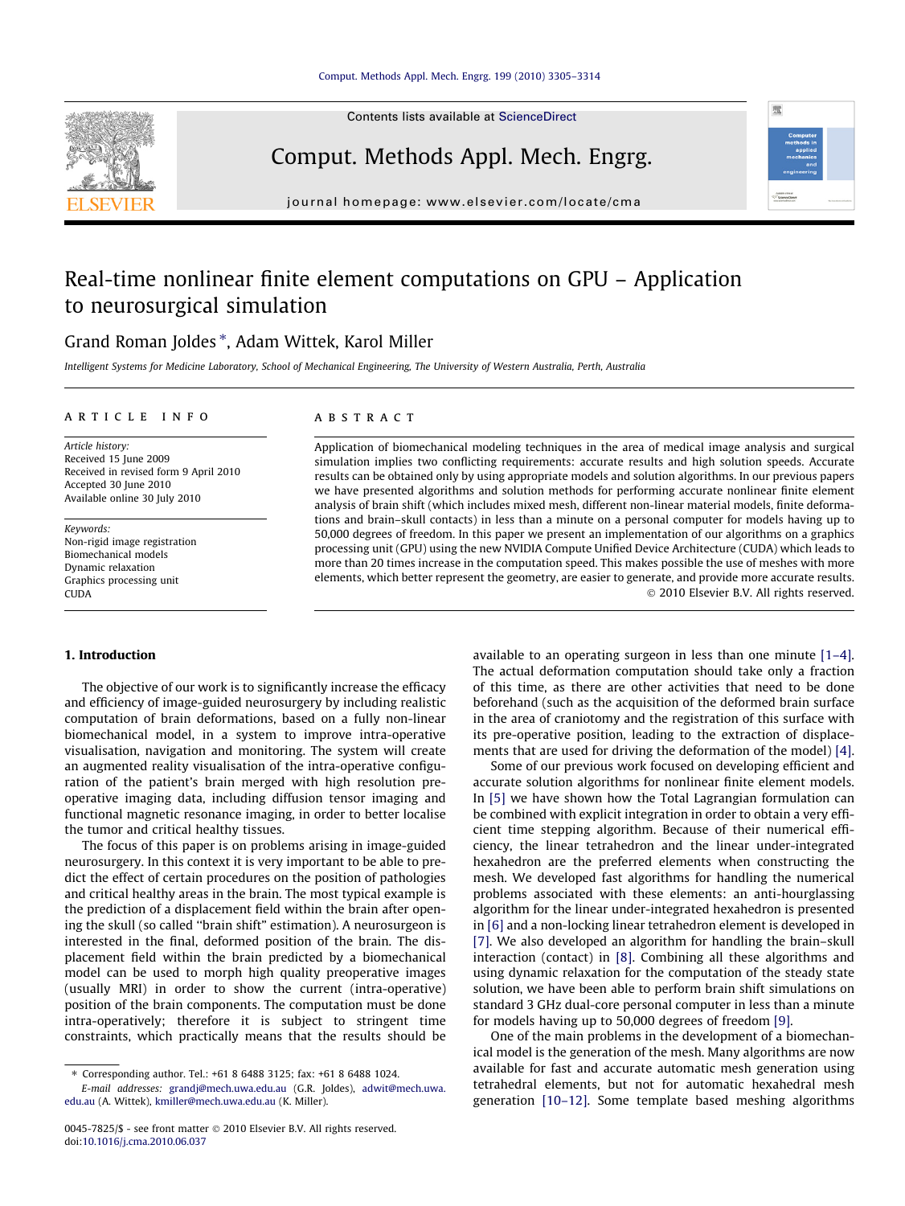# Real-time nonlinear finite element computations on GPU – Application to neurosurgical simulation

Grand Roman Joldes *, Adam Wittek, Karol Miller

*Intelligent Systems for Medicine Laboratory, School of Mechanical Engineering, The University of Western Australia, Perth, Australia*

## ARTICLE INFO

*Article history:*
Received 15 June 2009
Received in revised form 9 April 2010
Accepted 30 June 2010
Available online 30 July 2010

*Keywords:*
Non-rigid image registration
Biomechanical models
Dynamic relaxation
Graphics processing unit
CUDA

## ABSTRACT

Application of biomechanical modeling techniques in the area of medical image analysis and surgical simulation implies two conflicting requirements: accurate results and high solution speeds. Accurate results can be obtained only by using appropriate models and solution algorithms. In our previous papers we have presented algorithms and solution methods for performing accurate nonlinear finite element analysis of brain shift (which includes mixed mesh, different non-linear material models, finite deformations and brain–skull contacts) in less than a minute on a personal computer for models having up to 50,000 degrees of freedom. In this paper we present an implementation of our algorithms on a graphics processing unit (GPU) using the new NVIDIA Compute Unified Device Architecture (CUDA) which leads to more than 20 times increase in the computation speed. This makes possible the use of meshes with more elements, which better represent the geometry, are easier to generate, and provide more accurate results.

© 2010 Elsevier B.V. All rights reserved.

## 1. Introduction

The objective of our work is to significantly increase the efficacy and efficiency of image-guided neurosurgery by including realistic computation of brain deformations, based on a fully non-linear biomechanical model, in a system to improve intra-operative visualisation, navigation and monitoring. The system will create an augmented reality visualisation of the intra-operative configuration of the patient's brain merged with high resolution preoperative imaging data, including diffusion tensor imaging and functional magnetic resonance imaging, in order to better localise the tumor and critical healthy tissues.

The focus of this paper is on problems arising in image-guided neurosurgery. In this context it is very important to be able to predict the effect of certain procedures on the position of pathologies and critical healthy areas in the brain. The most typical example is the prediction of a displacement field within the brain after opening the skull (so called "brain shift" estimation). A neurosurgeon is interested in the final, deformed position of the brain. The displacement field within the brain predicted by a biomechanical model can be used to morph high quality preoperative images (usually MRI) in order to show the current (intra-operative) position of the brain components. The computation must be done intra-operatively; therefore it is subject to stringent time constraints, which practically means that the results should be available to an operating surgeon in less than one minute [1–4]. The actual deformation computation should take only a fraction of this time, as there are other activities that need to be done beforehand (such as the acquisition of the deformed brain surface in the area of craniotomy and the registration of this surface with its pre-operative position, leading to the extraction of displacements that are used for driving the deformation of the model) [4].

Some of our previous work focused on developing efficient and accurate solution algorithms for nonlinear finite element models. In [5] we have shown how the Total Lagrangian formulation can be combined with explicit integration in order to obtain a very efficient time stepping algorithm. Because of their numerical efficiency, the linear tetrahedron and the linear under-integrated hexahedron are the preferred elements when constructing the mesh. We developed fast algorithms for handling the numerical problems associated with these elements: an anti-hourglassing algorithm for the linear under-integrated hexahedron is presented in [6] and a non-locking linear tetrahedron element is developed in [7]. We also developed an algorithm for handling the brain–skull interaction (contact) in [8]. Combining all these algorithms and using dynamic relaxation for the computation of the steady state solution, we have been able to perform brain shift simulations on standard 3 GHz dual-core personal computer in less than a minute for models having up to 50,000 degrees of freedom [9].

One of the main problems in the development of a biomechanical model is the generation of the mesh. Many algorithms are now available for fast and accurate automatic mesh generation using tetrahedral elements, but not for automatic hexahedral mesh generation [10–12]. Some template based meshing algorithms

* Corresponding author. Tel.: +61 8 6488 3125; fax: +61 8 6488 1024.
*E-mail addresses:* grandj@mech.uwa.edu.au (G.R. Joldes), adwit@mech.uwa.edu.au (A. Wittek), kmiller@mech.uwa.edu.au (K. Miller).

0045-7825/$ - see front matter © 2010 Elsevier B.V. All rights reserved.
doi:10.1016/j.cma.2010.06.037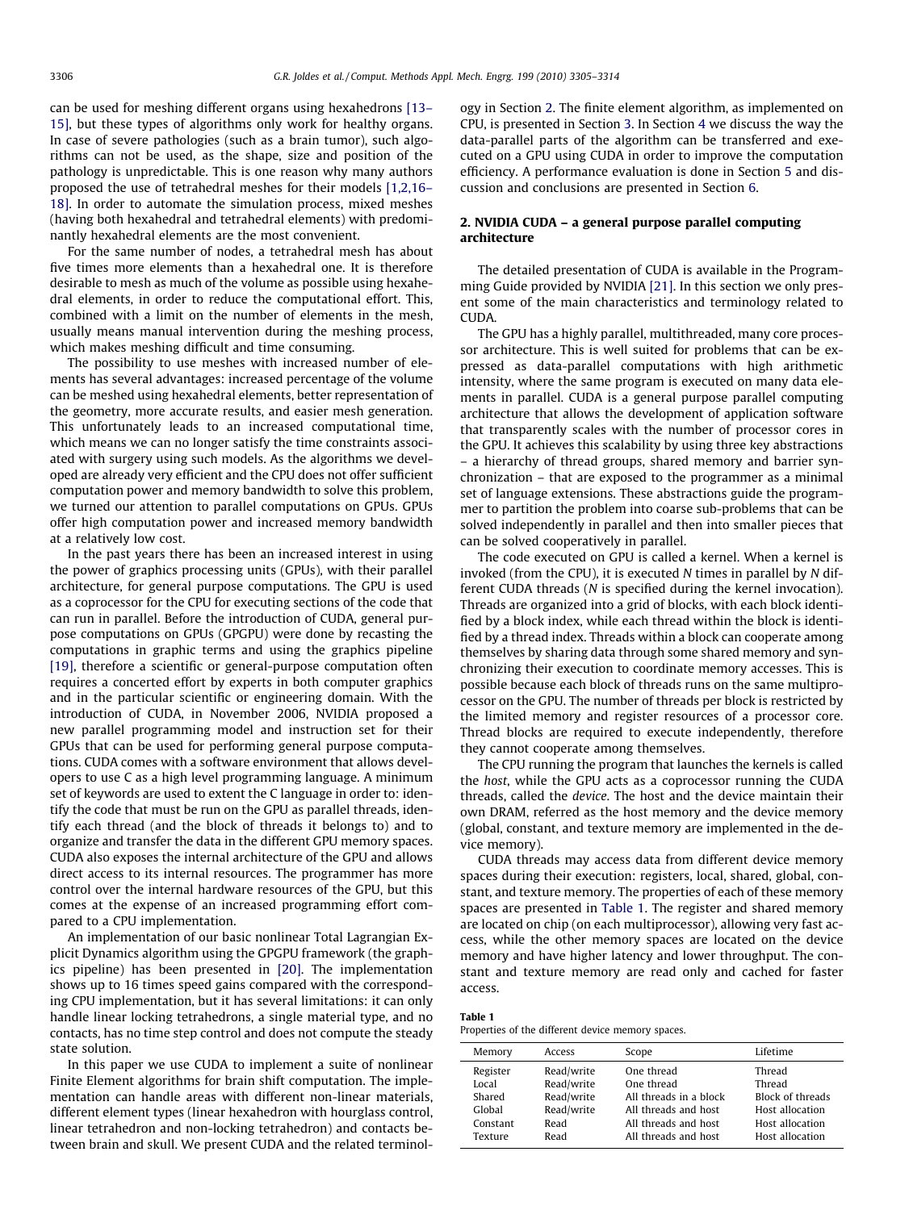can be used for meshing different organs using hexahedrons [13–15], but these types of algorithms only work for healthy organs. In case of severe pathologies (such as a brain tumor), such algorithms can not be used, as the shape, size and position of the pathology is unpredictable. This is one reason why many authors proposed the use of tetrahedral meshes for their models [1,2,16–18]. In order to automate the simulation process, mixed meshes (having both hexahedral and tetrahedral elements) with predominantly hexahedral elements are the most convenient.

For the same number of nodes, a tetrahedral mesh has about five times more elements than a hexahedral one. It is therefore desirable to mesh as much of the volume as possible using hexahedral elements, in order to reduce the computational effort. This, combined with a limit on the number of elements in the mesh, usually means manual intervention during the meshing process, which makes meshing difficult and time consuming.

The possibility to use meshes with increased number of elements has several advantages: increased percentage of the volume can be meshed using hexahedral elements, better representation of the geometry, more accurate results, and easier mesh generation. This unfortunately leads to an increased computational time, which means we can no longer satisfy the time constraints associated with surgery using such models. As the algorithms we developed are already very efficient and the CPU does not offer sufficient computation power and memory bandwidth to solve this problem, we turned our attention to parallel computations on GPUs. GPUs offer high computation power and increased memory bandwidth at a relatively low cost.

In the past years there has been an increased interest in using the power of graphics processing units (GPUs), with their parallel architecture, for general purpose computations. The GPU is used as a coprocessor for the CPU for executing sections of the code that can run in parallel. Before the introduction of CUDA, general purpose computations on GPUs (GPGPU) were done by recasting the computations in graphic terms and using the graphics pipeline [19], therefore a scientific or general-purpose computation often requires a concerted effort by experts in both computer graphics and in the particular scientific or engineering domain. With the introduction of CUDA, in November 2006, NVIDIA proposed a new parallel programming model and instruction set for their GPUs that can be used for performing general purpose computations. CUDA comes with a software environment that allows developers to use C as a high level programming language. A minimum set of keywords are used to extent the C language in order to: identify the code that must be run on the GPU as parallel threads, identify each thread (and the block of threads it belongs to) and to organize and transfer the data in the different GPU memory spaces. CUDA also exposes the internal architecture of the GPU and allows direct access to its internal resources. The programmer has more control over the internal hardware resources of the GPU, but this comes at the expense of an increased programming effort compared to a CPU implementation.

An implementation of our basic nonlinear Total Lagrangian Explicit Dynamics algorithm using the GPGPU framework (the graphics pipeline) has been presented in [20]. The implementation shows up to 16 times speed gains compared with the corresponding CPU implementation, but it has several limitations: it can only handle linear locking tetrahedrons, a single material type, and no contacts, has no time step control and does not compute the steady state solution.

In this paper we use CUDA to implement a suite of nonlinear Finite Element algorithms for brain shift computation. The implementation can handle areas with different non-linear materials, different element types (linear hexahedron with hourglass control, linear tetrahedron and non-locking tetrahedron) and contacts between brain and skull. We present CUDA and the related terminology in Section 2. The finite element algorithm, as implemented on CPU, is presented in Section 3. In Section 4 we discuss the way the data-parallel parts of the algorithm can be transferred and executed on a GPU using CUDA in order to improve the computation efficiency. A performance evaluation is done in Section 5 and discussion and conclusions are presented in Section 6.

## 2. NVIDIA CUDA – a general purpose parallel computing architecture

The detailed presentation of CUDA is available in the Programming Guide provided by NVIDIA [21]. In this section we only present some of the main characteristics and terminology related to CUDA.

The GPU has a highly parallel, multithreaded, many core processor architecture. This is well suited for problems that can be expressed as data-parallel computations with high arithmetic intensity, where the same program is executed on many data elements in parallel. CUDA is a general purpose parallel computing architecture that allows the development of application software that transparently scales with the number of processor cores in the GPU. It achieves this scalability by using three key abstractions – a hierarchy of thread groups, shared memory and barrier synchronization – that are exposed to the programmer as a minimal set of language extensions. These abstractions guide the programmer to partition the problem into coarse sub-problems that can be solved independently in parallel and then into smaller pieces that can be solved cooperatively in parallel.

The code executed on GPU is called a kernel. When a kernel is invoked (from the CPU), it is executed *N* times in parallel by *N* different CUDA threads (*N* is specified during the kernel invocation). Threads are organized into a grid of blocks, with each block identified by a block index, while each thread within the block is identified by a thread index. Threads within a block can cooperate among themselves by sharing data through some shared memory and synchronizing their execution to coordinate memory accesses. This is possible because each block of threads runs on the same multiprocessor on the GPU. The number of threads per block is restricted by the limited memory and register resources of a processor core. Thread blocks are required to execute independently, therefore they cannot cooperate among themselves.

The CPU running the program that launches the kernels is called the *host*, while the GPU acts as a coprocessor running the CUDA threads, called the *device*. The host and the device maintain their own DRAM, referred as the host memory and the device memory (global, constant, and texture memory are implemented in the device memory).

CUDA threads may access data from different device memory spaces during their execution: registers, local, shared, global, constant, and texture memory. The properties of each of these memory spaces are presented in Table 1. The register and shared memory are located on chip (on each multiprocessor), allowing very fast access, while the other memory spaces are located on the device memory and have higher latency and lower throughput. The constant and texture memory are read only and cached for faster access.

**Table 1**
Properties of the different device memory spaces.

| Memory | Access | Scope | Lifetime |
|---|---|---|---|
| Register | Read/write | One thread | Thread |
| Local | Read/write | One thread | Thread |
| Shared | Read/write | All threads in a block | Block of threads |
| Global | Read/write | All threads and host | Host allocation |
| Constant | Read | All threads and host | Host allocation |
| Texture | Read | All threads and host | Host allocation |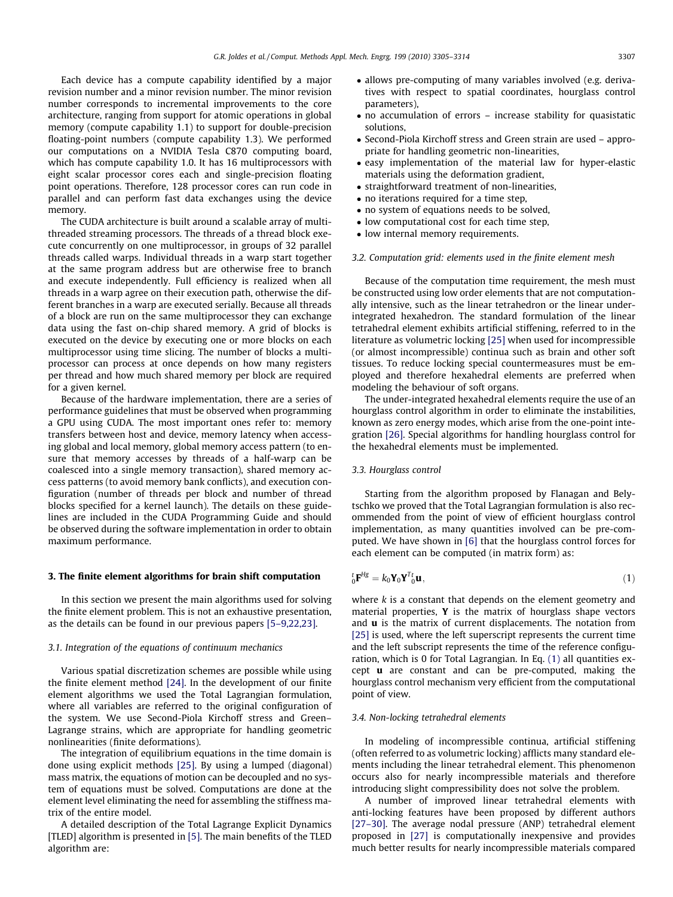Each device has a compute capability identified by a major revision number and a minor revision number. The minor revision number corresponds to incremental improvements to the core architecture, ranging from support for atomic operations in global memory (compute capability 1.1) to support for double-precision floating-point numbers (compute capability 1.3). We performed our computations on a NVIDIA Tesla C870 computing board, which has compute capability 1.0. It has 16 multiprocessors with eight scalar processor cores each and single-precision floating point operations. Therefore, 128 processor cores can run code in parallel and can perform fast data exchanges using the device memory.

The CUDA architecture is built around a scalable array of multi-threaded streaming processors. The threads of a thread block execute concurrently on one multiprocessor, in groups of 32 parallel threads called warps. Individual threads in a warp start together at the same program address but are otherwise free to branch and execute independently. Full efficiency is realized when all threads in a warp agree on their execution path, otherwise the different branches in a warp are executed serially. Because all threads of a block are run on the same multiprocessor they can exchange data using the fast on-chip shared memory. A grid of blocks is executed on the device by executing one or more blocks on each multiprocessor using time slicing. The number of blocks a multiprocessor can process at once depends on how many registers per thread and how much shared memory per block are required for a given kernel.

Because of the hardware implementation, there are a series of performance guidelines that must be observed when programming a GPU using CUDA. The most important ones refer to: memory transfers between host and device, memory latency when accessing global and local memory, global memory access pattern (to ensure that memory accesses by threads of a half-warp can be coalesced into a single memory transaction), shared memory access patterns (to avoid memory bank conflicts), and execution configuration (number of threads per block and number of thread blocks specified for a kernel launch). The details on these guidelines are included in the CUDA Programming Guide and should be observed during the software implementation in order to obtain maximum performance.

## 3. The finite element algorithms for brain shift computation

In this section we present the main algorithms used for solving the finite element problem. This is not an exhaustive presentation, as the details can be found in our previous papers [5–9,22,23].

### 3.1. Integration of the equations of continuum mechanics

Various spatial discretization schemes are possible while using the finite element method [24]. In the development of our finite element algorithms we used the Total Lagrangian formulation, where all variables are referred to the original configuration of the system. We use Second-Piola Kirchoff stress and Green–Lagrange strains, which are appropriate for handling geometric nonlinearities (finite deformations).

The integration of equilibrium equations in the time domain is done using explicit methods [25]. By using a lumped (diagonal) mass matrix, the equations of motion can be decoupled and no system of equations must be solved. Computations are done at the element level eliminating the need for assembling the stiffness matrix of the entire model.

A detailed description of the Total Lagrange Explicit Dynamics [TLED] algorithm is presented in [5]. The main benefits of the TLED algorithm are:

- allows pre-computing of many variables involved (e.g. derivatives with respect to spatial coordinates, hourglass control parameters),
- no accumulation of errors – increase stability for quasistatic solutions,
- Second-Piola Kirchoff stress and Green strain are used – appropriate for handling geometric non-linearities,
- easy implementation of the material law for hyper-elastic materials using the deformation gradient,
- straightforward treatment of non-linearities,
- no iterations required for a time step,
- no system of equations needs to be solved,
- low computational cost for each time step,
- low internal memory requirements.

### 3.2. Computation grid: elements used in the finite element mesh

Because of the computation time requirement, the mesh must be constructed using low order elements that are not computationally intensive, such as the linear tetrahedron or the linear under-integrated hexahedron. The standard formulation of the linear tetrahedral element exhibits artificial stiffening, referred to in the literature as volumetric locking [25] when used for incompressible (or almost incompressible) continua such as brain and other soft tissues. To reduce locking special countermeasures must be employed and therefore hexahedral elements are preferred when modeling the behaviour of soft organs.

The under-integrated hexahedral elements require the use of an hourglass control algorithm in order to eliminate the instabilities, known as zero energy modes, which arise from the one-point integration [26]. Special algorithms for handling hourglass control for the hexahedral elements must be implemented.

### 3.3. Hourglass control

Starting from the algorithm proposed by Flanagan and Belytschko we proved that the Total Lagrangian formulation is also recommended from the point of view of efficient hourglass control implementation, as many quantities involved can be pre-computed. We have shown in [6] that the hourglass control forces for each element can be computed (in matrix form) as:

$$ {}^{t}_{0}\mathbf{F}^{Hg} = k_{0}\mathbf{Y}_{0}\mathbf{Y}^{T\,t}_{0}\mathbf{u}, \tag{1} $$

where $k$ is a constant that depends on the element geometry and material properties, $\mathbf{Y}$ is the matrix of hourglass shape vectors and $\mathbf{u}$ is the matrix of current displacements. The notation from [25] is used, where the left superscript represents the current time and the left subscript represents the time of the reference configuration, which is 0 for Total Lagrangian. In Eq. (1) all quantities except $\mathbf{u}$ are constant and can be pre-computed, making the hourglass control mechanism very efficient from the computational point of view.

### 3.4. Non-locking tetrahedral elements

In modeling of incompressible continua, artificial stiffening (often referred to as volumetric locking) afflicts many standard elements including the linear tetrahedral element. This phenomenon occurs also for nearly incompressible materials and therefore introducing slight compressibility does not solve the problem.

A number of improved linear tetrahedral elements with anti-locking features have been proposed by different authors [27–30]. The average nodal pressure (ANP) tetrahedral element proposed in [27] is computationally inexpensive and provides much better results for nearly incompressible materials compared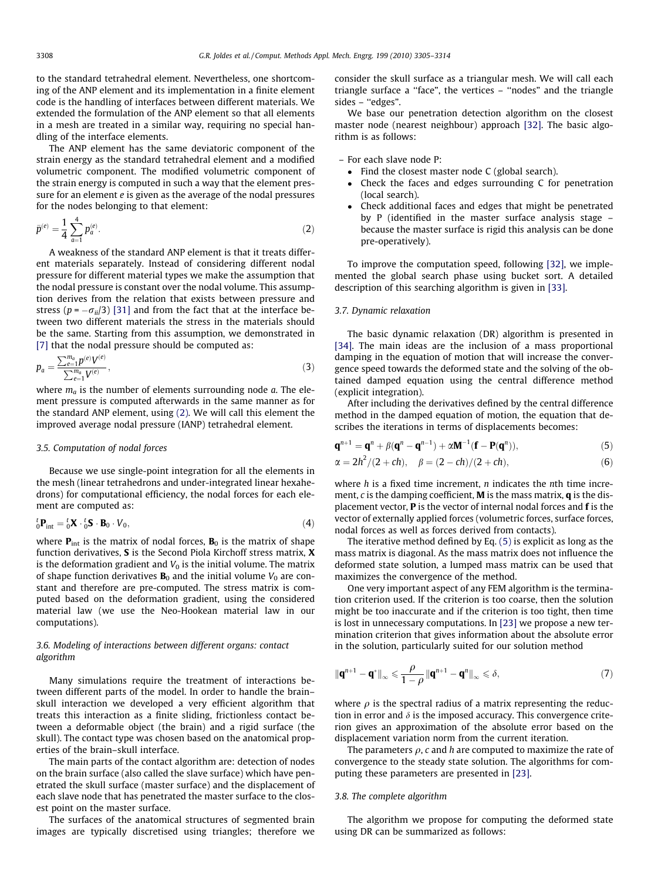to the standard tetrahedral element. Nevertheless, one shortcoming of the ANP element and its implementation in a finite element code is the handling of interfaces between different materials. We extended the formulation of the ANP element so that all elements in a mesh are treated in a similar way, requiring no special handling of the interface elements.

The ANP element has the same deviatoric component of the strain energy as the standard tetrahedral element and a modified volumetric component. The modified volumetric component of the strain energy is computed in such a way that the element pressure for an element $e$ is given as the average of the nodal pressures for the nodes belonging to that element:

$$\bar{p}^{(e)} = \frac{1}{4}\sum_{a=1}^{4} p_a^{(e)}. \tag{2}$$

A weakness of the standard ANP element is that it treats different materials separately. Instead of considering different nodal pressure for different material types we make the assumption that the nodal pressure is constant over the nodal volume. This assumption derives from the relation that exists between pressure and stress ($p = -\sigma_{ii}/3$) [31] and from the fact that at the interface between two different materials the stress in the materials should be the same. Starting from this assumption, we demonstrated in [7] that the nodal pressure should be computed as:

$$p_a = \frac{\sum_{e=1}^{m_a} p^{(e)} V^{(e)}}{\sum_{e=1}^{m_a} V^{(e)}}, \tag{3}$$

where $m_a$ is the number of elements surrounding node $a$. The element pressure is computed afterwards in the same manner as for the standard ANP element, using (2). We will call this element the improved average nodal pressure (IANP) tetrahedral element.

### 3.5. Computation of nodal forces

Because we use single-point integration for all the elements in the mesh (linear tetrahedrons and under-integrated linear hexahedrons) for computational efficiency, the nodal forces for each element are computed as:

$${}^{t}_{0}\mathbf{P}_{\text{int}} = {}^{t}_{0}\mathbf{X} \cdot {}^{t}_{0}\mathbf{S} \cdot \mathbf{B}_0 \cdot V_0, \tag{4}$$

where $\mathbf{P}_{\text{int}}$ is the matrix of nodal forces, $\mathbf{B}_0$ is the matrix of shape function derivatives, $\mathbf{S}$ is the Second Piola Kirchoff stress matrix, $\mathbf{X}$ is the deformation gradient and $V_0$ is the initial volume. The matrix of shape function derivatives $\mathbf{B}_0$ and the initial volume $V_0$ are constant and therefore are pre-computed. The stress matrix is computed based on the deformation gradient, using the considered material law (we use the Neo-Hookean material law in our computations).

### 3.6. Modeling of interactions between different organs: contact algorithm

Many simulations require the treatment of interactions between different parts of the model. In order to handle the brain–skull interaction we developed a very efficient algorithm that treats this interaction as a finite sliding, frictionless contact between a deformable object (the brain) and a rigid surface (the skull). The contact type was chosen based on the anatomical properties of the brain–skull interface.

The main parts of the contact algorithm are: detection of nodes on the brain surface (also called the slave surface) which have penetrated the skull surface (master surface) and the displacement of each slave node that has penetrated the master surface to the closest point on the master surface.

The surfaces of the anatomical structures of segmented brain images are typically discretised using triangles; therefore we consider the skull surface as a triangular mesh. We will call each triangle surface a ''face'', the vertices – ''nodes'' and the triangle sides – ''edges''.

We base our penetration detection algorithm on the closest master node (nearest neighbour) approach [32]. The basic algorithm is as follows:

- For each slave node P:
  - Find the closest master node C (global search).
  - Check the faces and edges surrounding C for penetration (local search).
  - Check additional faces and edges that might be penetrated by P (identified in the master surface analysis stage – because the master surface is rigid this analysis can be done pre-operatively).

To improve the computation speed, following [32], we implemented the global search phase using bucket sort. A detailed description of this searching algorithm is given in [33].

### 3.7. Dynamic relaxation

The basic dynamic relaxation (DR) algorithm is presented in [34]. The main ideas are the inclusion of a mass proportional damping in the equation of motion that will increase the convergence speed towards the deformed state and the solving of the obtained damped equation using the central difference method (explicit integration).

After including the derivatives defined by the central difference method in the damped equation of motion, the equation that describes the iterations in terms of displacements becomes:

$$\mathbf{q}^{n+1} = \mathbf{q}^{n} + \beta(\mathbf{q}^{n} - \mathbf{q}^{n-1}) + \alpha \mathbf{M}^{-1}(\mathbf{f} - \mathbf{P}(\mathbf{q}^{n})), \tag{5}$$

$$\alpha = 2h^2/(2 + ch), \quad \beta = (2 - ch)/(2 + ch), \tag{6}$$

where $h$ is a fixed time increment, $n$ indicates the $n$th time increment, $c$ is the damping coefficient, $\mathbf{M}$ is the mass matrix, $\mathbf{q}$ is the displacement vector, $\mathbf{P}$ is the vector of internal nodal forces and $\mathbf{f}$ is the vector of externally applied forces (volumetric forces, surface forces, nodal forces as well as forces derived from contacts).

The iterative method defined by Eq. (5) is explicit as long as the mass matrix is diagonal. As the mass matrix does not influence the deformed state solution, a lumped mass matrix can be used that maximizes the convergence of the method.

One very important aspect of any FEM algorithm is the termination criterion used. If the criterion is too coarse, then the solution might be too inaccurate and if the criterion is too tight, then time is lost in unnecessary computations. In [23] we propose a new termination criterion that gives information about the absolute error in the solution, particularly suited for our solution method

$$\|\mathbf{q}^{n+1} - \mathbf{q}^{*}\|_{\infty} \leqslant \frac{\rho}{1-\rho}\|\mathbf{q}^{n+1} - \mathbf{q}^{n}\|_{\infty} \leqslant \delta, \tag{7}$$

where $\rho$ is the spectral radius of a matrix representing the reduction in error and $\delta$ is the imposed accuracy. This convergence criterion gives an approximation of the absolute error based on the displacement variation norm from the current iteration.

The parameters $\rho$, $c$ and $h$ are computed to maximize the rate of convergence to the steady state solution. The algorithms for computing these parameters are presented in [23].

### 3.8. The complete algorithm

The algorithm we propose for computing the deformed state using DR can be summarized as follows: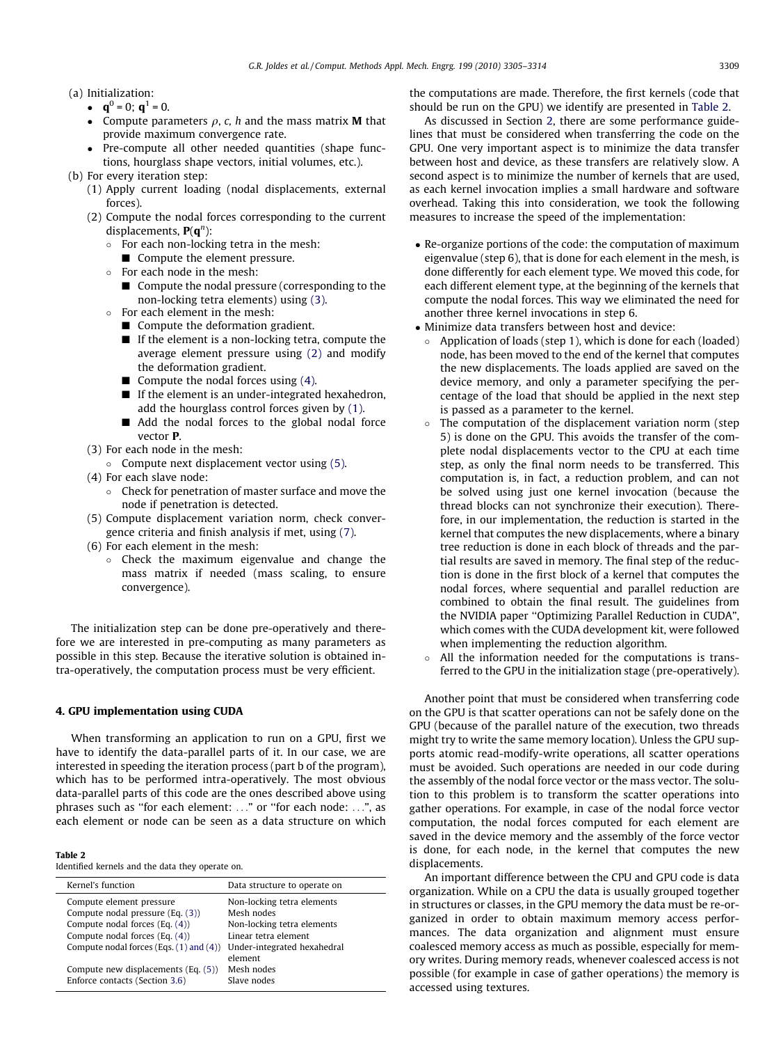(a) Initialization:
- $\mathbf{q}^0 = 0$; $\mathbf{q}^1 = 0$.
- Compute parameters $\rho$, $c$, $h$ and the mass matrix $\mathbf{M}$ that provide maximum convergence rate.
- Pre-compute all other needed quantities (shape functions, hourglass shape vectors, initial volumes, etc.).

(b) For every iteration step:

(1) Apply current loading (nodal displacements, external forces).

(2) Compute the nodal forces corresponding to the current displacements, $\mathbf{P}(\mathbf{q}^n)$:
- For each non-locking tetra in the mesh:
  - Compute the element pressure.
- For each node in the mesh:
  - Compute the nodal pressure (corresponding to the non-locking tetra elements) using (3).
- For each element in the mesh:
  - Compute the deformation gradient.
  - If the element is a non-locking tetra, compute the average element pressure using (2) and modify the deformation gradient.
  - Compute the nodal forces using (4).
  - If the element is an under-integrated hexahedron, add the hourglass control forces given by (1).
  - Add the nodal forces to the global nodal force vector $\mathbf{P}$.

(3) For each node in the mesh:
- Compute next displacement vector using (5).

(4) For each slave node:
- Check for penetration of master surface and move the node if penetration is detected.

(5) Compute displacement variation norm, check convergence criteria and finish analysis if met, using (7).

(6) For each element in the mesh:
- Check the maximum eigenvalue and change the mass matrix if needed (mass scaling, to ensure convergence).

The initialization step can be done pre-operatively and therefore we are interested in pre-computing as many parameters as possible in this step. Because the iterative solution is obtained intra-operatively, the computation process must be very efficient.

## 4. GPU implementation using CUDA

When transforming an application to run on a GPU, first we have to identify the data-parallel parts of it. In our case, we are interested in speeding the iteration process (part b of the program), which has to be performed intra-operatively. The most obvious data-parallel parts of this code are the ones described above using phrases such as "for each element: ..." or "for each node: ...", as each element or node can be seen as a data structure on which the computations are made. Therefore, the first kernels (code that should be run on the GPU) we identify are presented in Table 2.

**Table 2**
Identified kernels and the data they operate on.

| Kernel's function | Data structure to operate on |
|---|---|
| Compute element pressure | Non-locking tetra elements |
| Compute nodal pressure (Eq. (3)) | Mesh nodes |
| Compute nodal forces (Eq. (4)) | Non-locking tetra elements |
| Compute nodal forces (Eq. (4)) | Linear tetra element |
| Compute nodal forces (Eqs. (1) and (4)) | Under-integrated hexahedral element |
| Compute new displacements (Eq. (5)) | Mesh nodes |
| Enforce contacts (Section 3.6) | Slave nodes |

As discussed in Section 2, there are some performance guidelines that must be considered when transferring the code on the GPU. One very important aspect is to minimize the data transfer between host and device, as these transfers are relatively slow. A second aspect is to minimize the number of kernels that are used, as each kernel invocation implies a small hardware and software overhead. Taking this into consideration, we took the following measures to increase the speed of the implementation:

- Re-organize portions of the code: the computation of maximum eigenvalue (step 6), that is done for each element in the mesh, is done differently for each element type. We moved this code, for each different element type, at the beginning of the kernels that compute the nodal forces. This way we eliminated the need for another three kernel invocations in step 6.
- Minimize data transfers between host and device:
  - Application of loads (step 1), which is done for each (loaded) node, has been moved to the end of the kernel that computes the new displacements. The loads applied are saved on the device memory, and only a parameter specifying the percentage of the load that should be applied in the next step is passed as a parameter to the kernel.
  - The computation of the displacement variation norm (step 5) is done on the GPU. This avoids the transfer of the complete nodal displacements vector to the CPU at each time step, as only the final norm needs to be transferred. This computation is, in fact, a reduction problem, and can not be solved using just one kernel invocation (because the thread blocks can not synchronize their execution). Therefore, in our implementation, the reduction is started in the kernel that computes the new displacements, where a binary tree reduction is done in each block of threads and the partial results are saved in memory. The final step of the reduction is done in the first block of a kernel that computes the nodal forces, where sequential and parallel reduction are combined to obtain the final result. The guidelines from the NVIDIA paper "Optimizing Parallel Reduction in CUDA", which comes with the CUDA development kit, were followed when implementing the reduction algorithm.
  - All the information needed for the computations is transferred to the GPU in the initialization stage (pre-operatively).

Another point that must be considered when transferring code on the GPU is that scatter operations can not be safely done on the GPU (because of the parallel nature of the execution, two threads might try to write the same memory location). Unless the GPU supports atomic read-modify-write operations, all scatter operations must be avoided. Such operations are needed in our code during the assembly of the nodal force vector or the mass vector. The solution to this problem is to transform the scatter operations into gather operations. For example, in case of the nodal force vector computation, the nodal forces computed for each element are saved in the device memory and the assembly of the force vector is done, for each node, in the kernel that computes the new displacements.

An important difference between the CPU and GPU code is data organization. While on a CPU the data is usually grouped together in structures or classes, in the GPU memory the data must be re-organized in order to obtain maximum memory access performances. The data organization and alignment must ensure coalesced memory access as much as possible, especially for memory writes. During memory reads, whenever coalesced access is not possible (for example in case of gather operations) the memory is accessed using textures.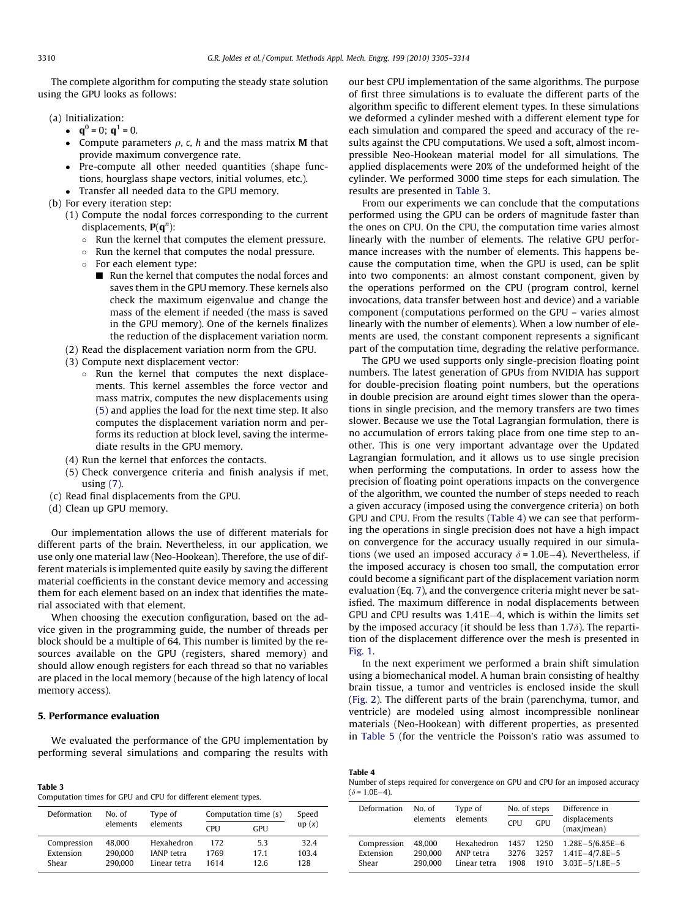The complete algorithm for computing the steady state solution using the GPU looks as follows:

(a) Initialization:
- $\mathbf{q}^0 = 0$; $\mathbf{q}^1 = 0$.
- Compute parameters $\rho$, $c$, $h$ and the mass matrix $\mathbf{M}$ that provide maximum convergence rate.
- Pre-compute all other needed quantities (shape functions, hourglass shape vectors, initial volumes, etc.).
- Transfer all needed data to the GPU memory.

(b) For every iteration step:
  (1) Compute the nodal forces corresponding to the current displacements, $\mathbf{P}(\mathbf{q}^n)$:
  - Run the kernel that computes the element pressure.
  - Run the kernel that computes the nodal pressure.
  - For each element type:
    - Run the kernel that computes the nodal forces and saves them in the GPU memory. These kernels also check the maximum eigenvalue and change the mass of the element if needed (the mass is saved in the GPU memory). One of the kernels finalizes the reduction of the displacement variation norm.

  (2) Read the displacement variation norm from the GPU.
  (3) Compute next displacement vector:
  - Run the kernel that computes the next displacements. This kernel assembles the force vector and mass matrix, computes the new displacements using (5) and applies the load for the next time step. It also computes the displacement variation norm and performs its reduction at block level, saving the intermediate results in the GPU memory.

  (4) Run the kernel that enforces the contacts.
  (5) Check convergence criteria and finish analysis if met, using (7).

(c) Read final displacements from the GPU.
(d) Clean up GPU memory.

Our implementation allows the use of different materials for different parts of the brain. Nevertheless, in our application, we use only one material law (Neo-Hookean). Therefore, the use of different materials is implemented quite easily by saving the different material coefficients in the constant device memory and accessing them for each element based on an index that identifies the material associated with that element.

When choosing the execution configuration, based on the advice given in the programming guide, the number of threads per block should be a multiple of 64. This number is limited by the resources available on the GPU (registers, shared memory) and should allow enough registers for each thread so that no variables are placed in the local memory (because of the high latency of local memory access).

## 5. Performance evaluation

We evaluated the performance of the GPU implementation by performing several simulations and comparing the results with our best CPU implementation of the same algorithms. The purpose of first three simulations is to evaluate the different parts of the algorithm specific to different element types. In these simulations we deformed a cylinder meshed with a different element type for each simulation and compared the speed and accuracy of the results against the CPU computations. We used a soft, almost incompressible Neo-Hookean material model for all simulations. The applied displacements were 20% of the undeformed height of the cylinder. We performed 3000 time steps for each simulation. The results are presented in Table 3.

From our experiments we can conclude that the computations performed using the GPU can be orders of magnitude faster than the ones on CPU. On the CPU, the computation time varies almost linearly with the number of elements. The relative GPU performance increases with the number of elements. This happens because the computation time, when the GPU is used, can be split into two components: an almost constant component, given by the operations performed on the CPU (program control, kernel invocations, data transfer between host and device) and a variable component (computations performed on the GPU – varies almost linearly with the number of elements). When a low number of elements are used, the constant component represents a significant part of the computation time, degrading the relative performance.

The GPU we used supports only single-precision floating point numbers. The latest generation of GPUs from NVIDIA has support for double-precision floating point numbers, but the operations in double precision are around eight times slower than the operations in single precision, and the memory transfers are two times slower. Because we use the Total Lagrangian formulation, there is no accumulation of errors taking place from one time step to another. This is one very important advantage over the Updated Lagrangian formulation, and it allows us to use single precision when performing the computations. In order to assess how the precision of floating point operations impacts on the convergence of the algorithm, we counted the number of steps needed to reach a given accuracy (imposed using the convergence criteria) on both GPU and CPU. From the results (Table 4) we can see that performing the operations in single precision does not have a high impact on convergence for the accuracy usually required in our simulations (we used an imposed accuracy $\delta = 1.0\text{E}{-4}$). Nevertheless, if the imposed accuracy is chosen too small, the computation error could become a significant part of the displacement variation norm evaluation (Eq. 7), and the convergence criteria might never be satisfied. The maximum difference in nodal displacements between GPU and CPU results was 1.41E−4, which is within the limits set by the imposed accuracy (it should be less than $1.7\delta$). The repartition of the displacement difference over the mesh is presented in Fig. 1.

In the next experiment we performed a brain shift simulation using a biomechanical model. A human brain consisting of healthy brain tissue, a tumor and ventricles is enclosed inside the skull (Fig. 2). The different parts of the brain (parenchyma, tumor, and ventricle) are modeled using almost incompressible nonlinear materials (Neo-Hookean) with different properties, as presented in Table 5 (for the ventricle the Poisson's ratio was assumed to

**Table 3**
Computation times for GPU and CPU for different element types.

| Deformation | No. of elements | Type of elements | Computation time (s) | | Speed up (x) |
|---|---|---|---|---|---|
| | | | CPU | GPU | |
| Compression | 48,000 | Hexahedron | 172 | 5.3 | 32.4 |
| Extension | 290,000 | IANP tetra | 1769 | 17.1 | 103.4 |
| Shear | 290,000 | Linear tetra | 1614 | 12.6 | 128 |

**Table 4**
Number of steps required for convergence on GPU and CPU for an imposed accuracy ($\delta = 1.0\text{E}{-4}$).

| Deformation | No. of elements | Type of elements | No. of steps | | Difference in displacements (max/mean) |
|---|---|---|---|---|---|
| | | | CPU | GPU | |
| Compression | 48,000 | Hexahedron | 1457 | 1250 | 1.28E−5/6.85E−6 |
| Extension | 290,000 | ANP tetra | 3276 | 3257 | 1.41E−4/7.8E−5 |
| Shear | 290,000 | Linear tetra | 1908 | 1910 | 3.03E−5/1.8E−5 |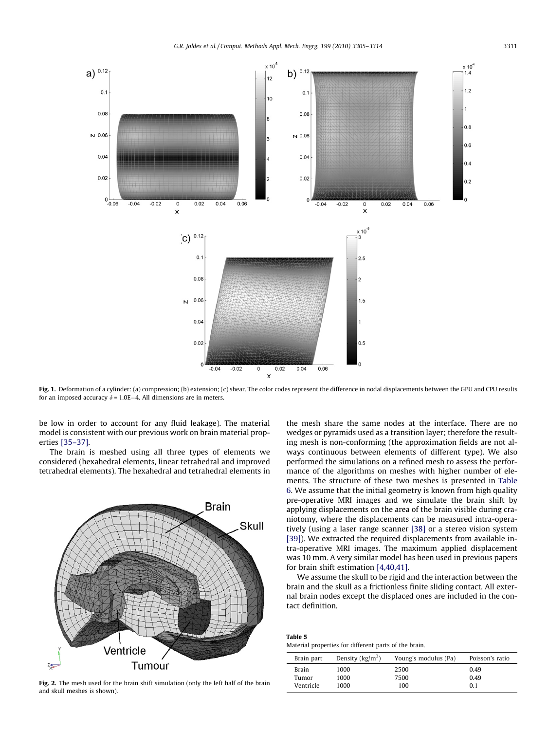Fig. 1. Deformation of a cylinder: (a) compression; (b) extension; (c) shear. The color codes represent the difference in nodal displacements between the GPU and CPU results for an imposed accuracy $\delta$ = 1.0E−4. All dimensions are in meters.

be low in order to account for any fluid leakage). The material model is consistent with our previous work on brain material properties [35–37].

The brain is meshed using all three types of elements we considered (hexahedral elements, linear tetrahedral and improved tetrahedral elements). The hexahedral and tetrahedral elements in the mesh share the same nodes at the interface. There are no wedges or pyramids used as a transition layer; therefore the resulting mesh is non-conforming (the approximation fields are not always continuous between elements of different type). We also performed the simulations on a refined mesh to assess the performance of the algorithms on meshes with higher number of elements. The structure of these two meshes is presented in Table 6. We assume that the initial geometry is known from high quality pre-operative MRI images and we simulate the brain shift by applying displacements on the area of the brain visible during craniotomy, where the displacements can be measured intra-operatively (using a laser range scanner [38] or a stereo vision system [39]). We extracted the required displacements from available intra-operative MRI images. The maximum applied displacement was 10 mm. A very similar model has been used in previous papers for brain shift estimation [4,40,41].

We assume the skull to be rigid and the interaction between the brain and the skull as a frictionless finite sliding contact. All external brain nodes except the displaced ones are included in the contact definition.

Fig. 2. The mesh used for the brain shift simulation (only the left half of the brain and skull meshes is shown).

**Table 5**
Material properties for different parts of the brain.

| Brain part | Density (kg/m$^3$) | Young's modulus (Pa) | Poisson's ratio |
|---|---|---|---|
| Brain | 1000 | 2500 | 0.49 |
| Tumor | 1000 | 7500 | 0.49 |
| Ventricle | 1000 | 100 | 0.1 |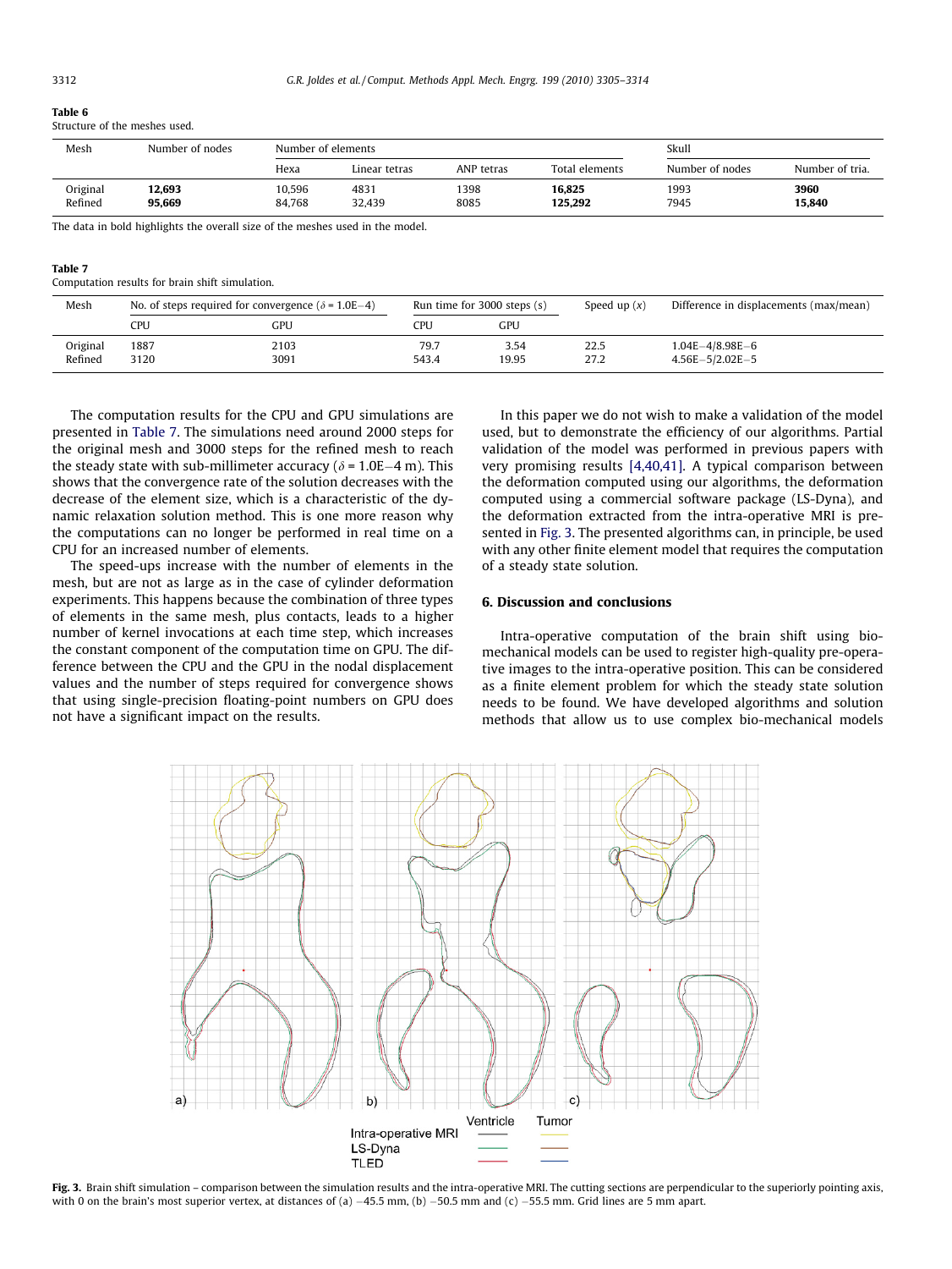**Table 6**
Structure of the meshes used.

| Mesh | Number of nodes | Number of elements | | | | Skull | |
|---|---|---|---|---|---|---|---|
| | | Hexa | Linear tetras | ANP tetras | Total elements | Number of nodes | Number of tria. |
| Original | **12,693** | 10,596 | 4831 | 1398 | **16,825** | 1993 | **3960** |
| Refined | **95,669** | 84,768 | 32,439 | 8085 | **125,292** | 7945 | **15,840** |

The data in bold highlights the overall size of the meshes used in the model.

**Table 7**
Computation results for brain shift simulation.

| Mesh | No. of steps required for convergence ($\delta$ = 1.0E−4) | | Run time for 3000 steps (s) | | Speed up (x) | Difference in displacements (max/mean) |
|---|---|---|---|---|---|---|
| | CPU | GPU | CPU | GPU | | |
| Original | 1887 | 2103 | 79.7 | 3.54 | 22.5 | 1.04E−4/8.98E−6 |
| Refined | 3120 | 3091 | 543.4 | 19.95 | 27.2 | 4.56E−5/2.02E−5 |

The computation results for the CPU and GPU simulations are presented in Table 7. The simulations need around 2000 steps for the original mesh and 3000 steps for the refined mesh to reach the steady state with sub-millimeter accuracy ($\delta$ = 1.0E−4 m). This shows that the convergence rate of the solution decreases with the decrease of the element size, which is a characteristic of the dynamic relaxation solution method. This is one more reason why the computations can no longer be performed in real time on a CPU for an increased number of elements.

The speed-ups increase with the number of elements in the mesh, but are not as large as in the case of cylinder deformation experiments. This happens because the combination of three types of elements in the same mesh, plus contacts, leads to a higher number of kernel invocations at each time step, which increases the constant component of the computation time on GPU. The difference between the CPU and the GPU in the nodal displacement values and the number of steps required for convergence shows that using single-precision floating-point numbers on GPU does not have a significant impact on the results.

In this paper we do not wish to make a validation of the model used, but to demonstrate the efficiency of our algorithms. Partial validation of the model was performed in previous papers with very promising results [4,40,41]. A typical comparison between the deformation computed using our algorithms, the deformation computed using a commercial software package (LS-Dyna), and the deformation extracted from the intra-operative MRI is presented in Fig. 3. The presented algorithms can, in principle, be used with any other finite element model that requires the computation of a steady state solution.

## 6. Discussion and conclusions

Intra-operative computation of the brain shift using bio-mechanical models can be used to register high-quality pre-operative images to the intra-operative position. This can be considered as a finite element problem for which the steady state solution needs to be found. We have developed algorithms and solution methods that allow us to use complex bio-mechanical models

**Fig. 3.** Brain shift simulation – comparison between the simulation results and the intra-operative MRI. The cutting sections are perpendicular to the superiorly pointing axis, with 0 on the brain's most superior vertex, at distances of (a) −45.5 mm, (b) −50.5 mm and (c) −55.5 mm. Grid lines are 5 mm apart.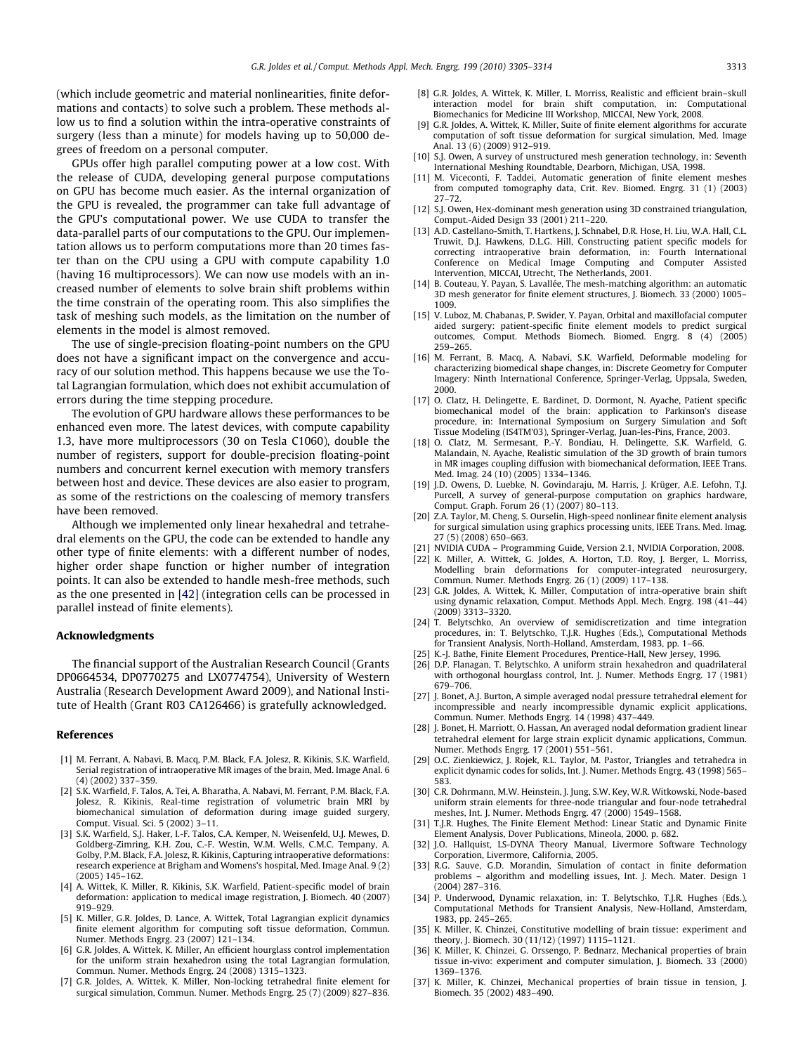(which include geometric and material nonlinearities, finite deformations and contacts) to solve such a problem. These methods allow us to find a solution within the intra-operative constraints of surgery (less than a minute) for models having up to 50,000 degrees of freedom on a personal computer.

GPUs offer high parallel computing power at a low cost. With the release of CUDA, developing general purpose computations on GPU has become much easier. As the internal organization of the GPU is revealed, the programmer can take full advantage of the GPU's computational power. We use CUDA to transfer the data-parallel parts of our computations to the GPU. Our implementation allows us to perform computations more than 20 times faster than on the CPU using a GPU with compute capability 1.0 (having 16 multiprocessors). We can now use models with an increased number of elements to solve brain shift problems within the time constrain of the operating room. This also simplifies the task of meshing such models, as the limitation on the number of elements in the model is almost removed.

The use of single-precision floating-point numbers on the GPU does not have a significant impact on the convergence and accuracy of our solution method. This happens because we use the Total Lagrangian formulation, which does not exhibit accumulation of errors during the time stepping procedure.

The evolution of GPU hardware allows these performances to be enhanced even more. The latest devices, with compute capability 1.3, have more multiprocessors (30 on Tesla C1060), double the number of registers, support for double-precision floating-point numbers and concurrent kernel execution with memory transfers between host and device. These devices are also easier to program, as some of the restrictions on the coalescing of memory transfers have been removed.

Although we implemented only linear hexahedral and tetrahedral elements on the GPU, the code can be extended to handle any other type of finite elements: with a different number of nodes, higher order shape function or higher number of integration points. It can also be extended to handle mesh-free methods, such as the one presented in [42] (integration cells can be processed in parallel instead of finite elements).

## Acknowledgments

The financial support of the Australian Research Council (Grants DP0664534, DP0770275 and LX0774754), University of Western Australia (Research Development Award 2009), and National Institute of Health (Grant R03 CA126466) is gratefully acknowledged.

## References

[1] M. Ferrant, A. Nabavi, B. Macq, P.M. Black, F.A. Jolesz, R. Kikinis, S.K. Warfield, Serial registration of intraoperative MR images of the brain, Med. Image Anal. 6 (4) (2002) 337–359.

[2] S.K. Warfield, F. Talos, A. Tei, A. Bharatha, A. Nabavi, M. Ferrant, P.M. Black, F.A. Jolesz, R. Kikinis, Real-time registration of volumetric brain MRI by biomechanical simulation of deformation during image guided surgery, Comput. Visual. Sci. 5 (2002) 3–11.

[3] S.K. Warfield, S.J. Haker, I.-F. Talos, C.A. Kemper, N. Weisenfeld, U.J. Mewes, D. Goldberg-Zimring, K.H. Zou, C.-F. Westin, W.M. Wells, C.M.C. Tempany, A. Golby, P.M. Black, F.A. Jolesz, R. Kikinis, Capturing intraoperative deformations: research experience at Brigham and Womens's hospital, Med. Image Anal. 9 (2) (2005) 145–162.

[4] A. Wittek, K. Miller, R. Kikinis, S.K. Warfield, Patient-specific model of brain deformation: application to medical image registration, J. Biomech. 40 (2007) 919–929.

[5] K. Miller, G.R. Joldes, D. Lance, A. Wittek, Total Lagrangian explicit dynamics finite element algorithm for computing soft tissue deformation, Commun. Numer. Methods Engrg. 23 (2007) 121–134.

[6] G.R. Joldes, A. Wittek, K. Miller, An efficient hourglass control implementation for the uniform strain hexahedron using the total Lagrangian formulation, Commun. Numer. Methods Engrg. 24 (2008) 1315–1323.

[7] G.R. Joldes, A. Wittek, K. Miller, Non-locking tetrahedral finite element for surgical simulation, Commun. Numer. Methods Engrg. 25 (7) (2009) 827–836.

[8] G.R. Joldes, A. Wittek, K. Miller, L. Morriss, Realistic and efficient brain–skull interaction model for brain shift computation, in: Computational Biomechanics for Medicine III Workshop, MICCAI, New York, 2008.

[9] G.R. Joldes, A. Wittek, K. Miller, Suite of finite element algorithms for accurate computation of soft tissue deformation for surgical simulation, Med. Image Anal. 13 (6) (2009) 912–919.

[10] S.J. Owen, A survey of unstructured mesh generation technology, in: Seventh International Meshing Roundtable, Dearborn, Michigan, USA, 1998.

[11] M. Viceconti, F. Taddei, Automatic generation of finite element meshes from computed tomography data, Crit. Rev. Biomed. Engrg. 31 (1) (2003) 27–72.

[12] S.J. Owen, Hex-dominant mesh generation using 3D constrained triangulation, Comput.-Aided Design 33 (2001) 211–220.

[13] A.D. Castellano-Smith, T. Hartkens, J. Schnabel, D.R. Hose, H. Liu, W.A. Hall, C.L. Truwit, D.J. Hawkens, D.L.G. Hill, Constructing patient specific models for correcting intraoperative brain deformation, in: Fourth International Conference on Medical Image Computing and Computer Assisted Intervention, MICCAI, Utrecht, The Netherlands, 2001.

[14] B. Couteau, Y. Payan, S. Lavallée, The mesh-matching algorithm: an automatic 3D mesh generator for finite element structures, J. Biomech. 33 (2000) 1005–1009.

[15] V. Luboz, M. Chabanas, P. Swider, Y. Payan, Orbital and maxillofacial computer aided surgery: patient-specific finite element models to predict surgical outcomes, Comput. Methods Biomech. Biomed. Engrg. 8 (4) (2005) 259–265.

[16] M. Ferrant, B. Macq, A. Nabavi, S.K. Warfield, Deformable modeling for characterizing biomedical shape changes, in: Discrete Geometry for Computer Imagery: Ninth International Conference, Springer-Verlag, Uppsala, Sweden, 2000.

[17] O. Clatz, H. Delingette, E. Bardinet, D. Dormont, N. Ayache, Patient specific biomechanical model of the brain: application to Parkinson's disease procedure, in: International Symposium on Surgery Simulation and Soft Tissue Modeling (IS4TM'03), Springer-Verlag, Juan-les-Pins, France, 2003.

[18] O. Clatz, M. Sermesant, P.-Y. Bondiau, H. Delingette, S.K. Warfield, G. Malandain, N. Ayache, Realistic simulation of the 3D growth of brain tumors in MR images coupling diffusion with biomechanical deformation, IEEE Trans. Med. Imag. 24 (10) (2005) 1334–1346.

[19] J.D. Owens, D. Luebke, N. Govindaraju, M. Harris, J. Krüger, A.E. Lefohn, T.J. Purcell, A survey of general-purpose computation on graphics hardware, Comput. Graph. Forum 26 (1) (2007) 80–113.

[20] Z.A. Taylor, M. Cheng, S. Ourselin, High-speed nonlinear finite element analysis for surgical simulation using graphics processing units, IEEE Trans. Med. Imag. 27 (5) (2008) 650–663.

[21] NVIDIA CUDA – Programming Guide, Version 2.1, NVIDIA Corporation, 2008.

[22] K. Miller, A. Wittek, G. Joldes, A. Horton, T.D. Roy, J. Berger, L. Morriss, Modelling brain deformations for computer-integrated neurosurgery, Commun. Numer. Methods Engrg. 26 (1) (2009) 117–138.

[23] G.R. Joldes, A. Wittek, K. Miller, Computation of intra-operative brain shift using dynamic relaxation, Comput. Methods Appl. Mech. Engrg. 198 (41–44) (2009) 3313–3320.

[24] T. Belytschko, An overview of semidiscretization and time integration procedures, in: T. Belytschko, T.J.R. Hughes (Eds.), Computational Methods for Transient Analysis, North-Holland, Amsterdam, 1983, pp. 1–66.

[25] K.-J. Bathe, Finite Element Procedures, Prentice-Hall, New Jersey, 1996.

[26] D.P. Flanagan, T. Belytschko, A uniform strain hexahedron and quadrilateral with orthogonal hourglass control, Int. J. Numer. Methods Engrg. 17 (1981) 679–706.

[27] J. Bonet, A.J. Burton, A simple averaged nodal pressure tetrahedral element for incompressible and nearly incompressible dynamic explicit applications, Commun. Numer. Methods Engrg. 14 (1998) 437–449.

[28] J. Bonet, H. Marriott, O. Hassan, An averaged nodal deformation gradient linear tetrahedral element for large strain explicit dynamic applications, Commun. Numer. Methods Engrg. 17 (2001) 551–561.

[29] O.C. Zienkiewicz, J. Rojek, R.L. Taylor, M. Pastor, Triangles and tetrahedra in explicit dynamic codes for solids, Int. J. Numer. Methods Engrg. 43 (1998) 565–583.

[30] C.R. Dohrmann, M.W. Heinstein, J. Jung, S.W. Key, W.R. Witkowski, Node-based uniform strain elements for three-node triangular and four-node tetrahedral meshes, Int. J. Numer. Methods Engrg. 47 (2000) 1549–1568.

[31] T.J.R. Hughes, The Finite Element Method: Linear Static and Dynamic Finite Element Analysis, Dover Publications, Mineola, 2000. p. 682.

[32] J.O. Hallquist, LS-DYNA Theory Manual, Livermore Software Technology Corporation, Livermore, California, 2005.

[33] R.G. Sauve, G.D. Morandin, Simulation of contact in finite deformation problems – algorithm and modelling issues, Int. J. Mech. Mater. Design 1 (2004) 287–316.

[34] P. Underwood, Dynamic relaxation, in: T. Belytschko, T.J.R. Hughes (Eds.), Computational Methods for Transient Analysis, New-Holland, Amsterdam, 1983, pp. 245–265.

[35] K. Miller, K. Chinzei, Constitutive modelling of brain tissue: experiment and theory, J. Biomech. 30 (11/12) (1997) 1115–1121.

[36] K. Miller, K. Chinzei, G. Orssengo, P. Bednarz, Mechanical properties of brain tissue in-vivo: experiment and computer simulation, J. Biomech. 33 (2000) 1369–1376.

[37] K. Miller, K. Chinzei, Mechanical properties of brain tissue in tension, J. Biomech. 35 (2002) 483–490.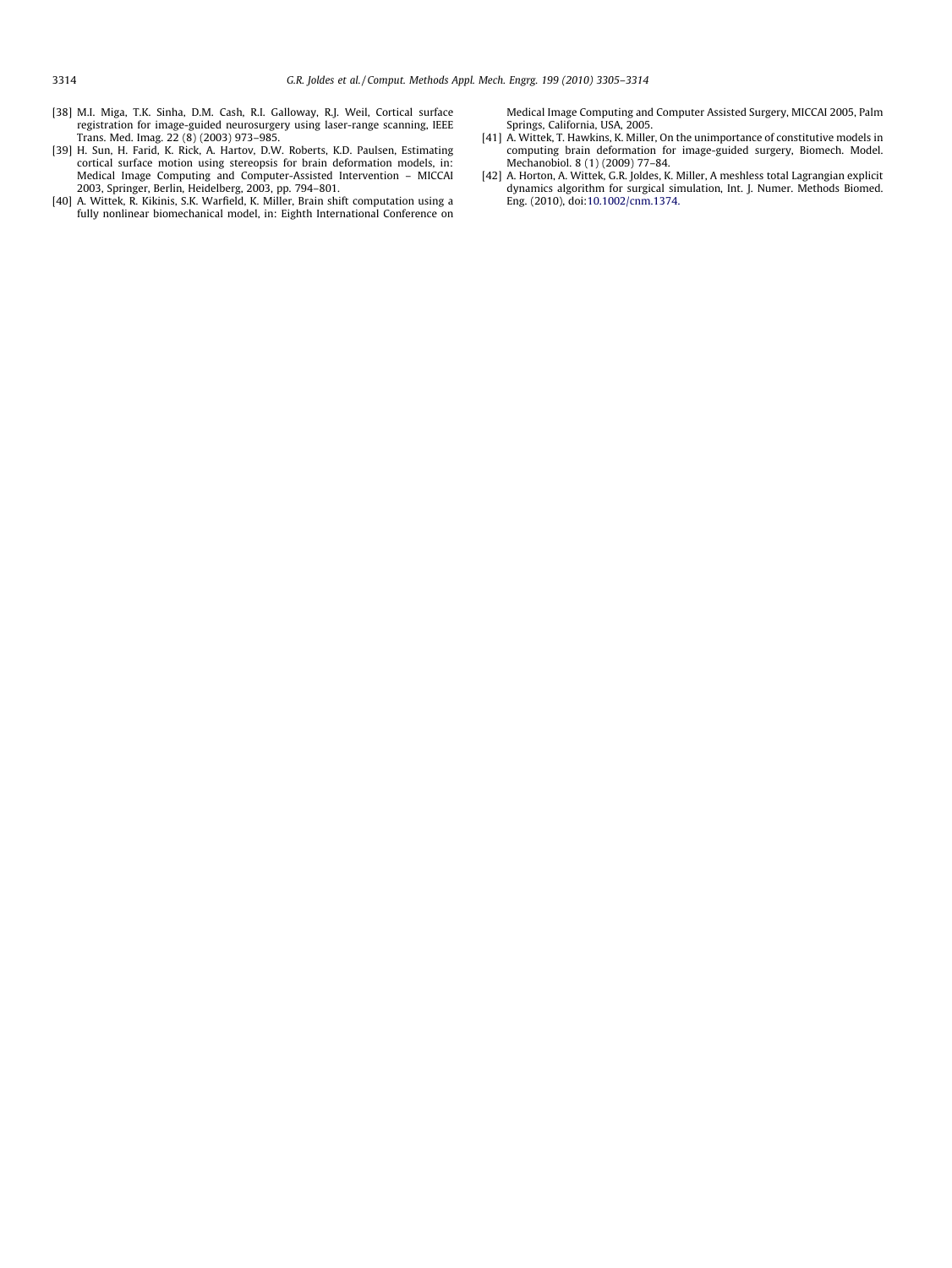[38] M.I. Miga, T.K. Sinha, D.M. Cash, R.I. Galloway, R.J. Weil, Cortical surface registration for image-guided neurosurgery using laser-range scanning, IEEE Trans. Med. Imag. 22 (8) (2003) 973–985.

[39] H. Sun, H. Farid, K. Rick, A. Hartov, D.W. Roberts, K.D. Paulsen, Estimating cortical surface motion using stereopsis for brain deformation models, in: Medical Image Computing and Computer-Assisted Intervention – MICCAI 2003, Springer, Berlin, Heidelberg, 2003, pp. 794–801.

[40] A. Wittek, R. Kikinis, S.K. Warfield, K. Miller, Brain shift computation using a fully nonlinear biomechanical model, in: Eighth International Conference on Medical Image Computing and Computer Assisted Surgery, MICCAI 2005, Palm Springs, California, USA, 2005.

[41] A. Wittek, T. Hawkins, K. Miller, On the unimportance of constitutive models in computing brain deformation for image-guided surgery, Biomech. Model. Mechanobiol. 8 (1) (2009) 77–84.

[42] A. Horton, A. Wittek, G.R. Joldes, K. Miller, A meshless total Lagrangian explicit dynamics algorithm for surgical simulation, Int. J. Numer. Methods Biomed. Eng. (2010), doi:10.1002/cnm.1374.